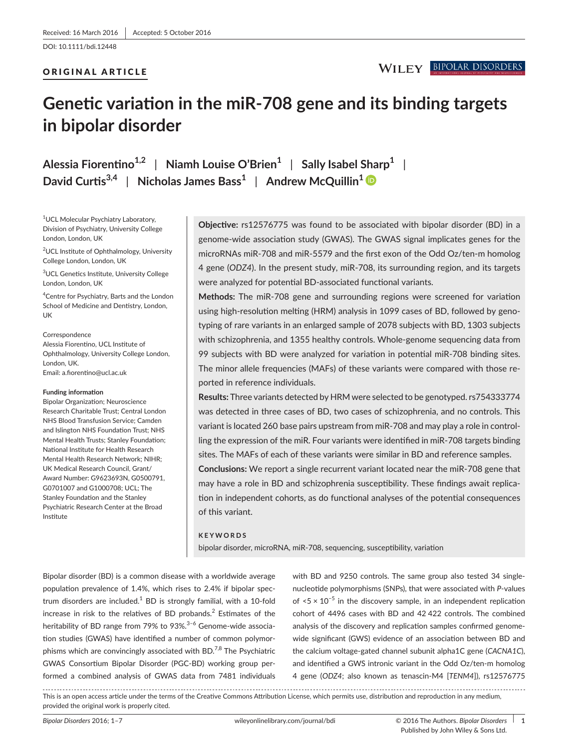Received: 16 March 2016 | Accepted: 5 October 2016

DOI: 10.1111/bdi.12448

ORIGINAL ARTICLE

# Genetic variation in the miR-708 gene and its binding targets in bipolar disorder

**Alessia Fiorentino[1,2] | Niamh Louise O'Brien[1] | Sally Isabel Sharp[1] | David Curtis[3,4] | Nicholas James Bass[1] | Andrew McQuillin[1]**

[1]UCL Molecular Psychiatry Laboratory, Division of Psychiatry, University College London, London, UK

[2]UCL Institute of Ophthalmology, University College London, London, UK

[3]UCL Genetics Institute, University College London, London, UK

[4]Centre for Psychiatry, Barts and the London School of Medicine and Dentistry, London, UK

Correspondence
Alessia Fiorentino, UCL Institute of Ophthalmology, University College London, London, UK.
Email: a.fiorentino@ucl.ac.uk

**Funding information**
Bipolar Organization; Neuroscience Research Charitable Trust; Central London NHS Blood Transfusion Service; Camden and Islington NHS Foundation Trust; NHS Mental Health Trusts; Stanley Foundation; National Institute for Health Research Mental Health Research Network; NIHR; UK Medical Research Council, Grant/Award Number: G9623693N, G0500791, G0701007 and G1000708; UCL; The Stanley Foundation and the Stanley Psychiatric Research Center at the Broad Institute

**Objective:** rs12576775 was found to be associated with bipolar disorder (BD) in a genome-wide association study (GWAS). The GWAS signal implicates genes for the microRNAs miR-708 and miR-5579 and the first exon of the Odd Oz/ten-m homolog 4 gene (*ODZ4*). In the present study, miR-708, its surrounding region, and its targets were analyzed for potential BD-associated functional variants.

**Methods:** The miR-708 gene and surrounding regions were screened for variation using high-resolution melting (HRM) analysis in 1099 cases of BD, followed by genotyping of rare variants in an enlarged sample of 2078 subjects with BD, 1303 subjects with schizophrenia, and 1355 healthy controls. Whole-genome sequencing data from 99 subjects with BD were analyzed for variation in potential miR-708 binding sites. The minor allele frequencies (MAFs) of these variants were compared with those reported in reference individuals.

**Results:** Three variants detected by HRM were selected to be genotyped. rs754333774 was detected in three cases of BD, two cases of schizophrenia, and no controls. This variant is located 260 base pairs upstream from miR-708 and may play a role in controlling the expression of the miR. Four variants were identified in miR-708 targets binding sites. The MAFs of each of these variants were similar in BD and reference samples.

**Conclusions:** We report a single recurrent variant located near the miR-708 gene that may have a role in BD and schizophrenia susceptibility. These findings await replication in independent cohorts, as do functional analyses of the potential consequences of this variant.

**KEYWORDS**
bipolar disorder, microRNA, miR-708, sequencing, susceptibility, variation

Bipolar disorder (BD) is a common disease with a worldwide average population prevalence of 1.4%, which rises to 2.4% if bipolar spectrum disorders are included.[1] BD is strongly familial, with a 10-fold increase in risk to the relatives of BD probands.[2] Estimates of the heritability of BD range from 79% to 93%.[3–6] Genome-wide association studies (GWAS) have identified a number of common polymorphisms which are convincingly associated with BD.[7,8] The Psychiatric GWAS Consortium Bipolar Disorder (PGC-BD) working group performed a combined analysis of GWAS data from 7481 individuals with BD and 9250 controls. The same group also tested 34 single-nucleotide polymorphisms (SNPs), that were associated with *P*-values of $<5 \times 10^{-5}$ in the discovery sample, in an independent replication cohort of 4496 cases with BD and 42 422 controls. The combined analysis of the discovery and replication samples confirmed genome-wide significant (GWS) evidence of an association between BD and the calcium voltage-gated channel subunit alpha1C gene (*CACNA1C*), and identified a GWS intronic variant in the Odd Oz/ten-m homolog 4 gene (*ODZ4*; also known as tenascin-M4 [*TENM4*]), rs12576775

This is an open access article under the terms of the Creative Commons Attribution License, which permits use, distribution and reproduction in any medium, provided the original work is properly cited.

© 2016 The Authors. *Bipolar Disorders* Published by John Wiley & Sons Ltd.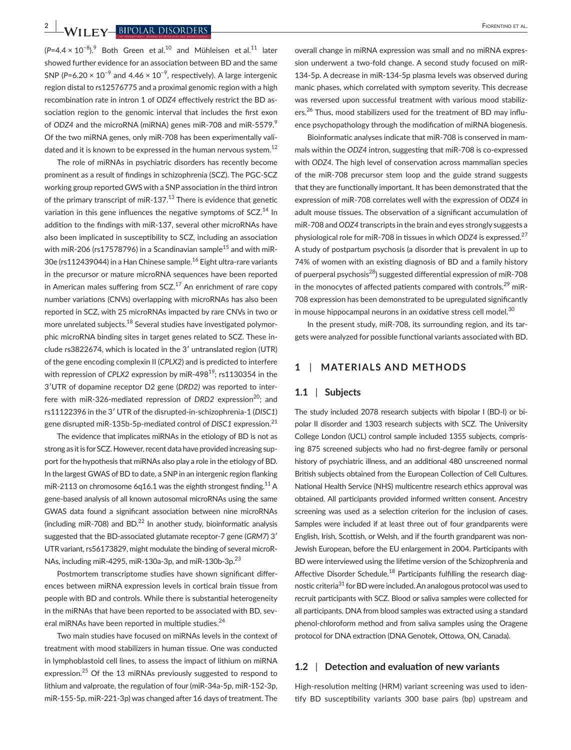($P$=4.4 × $10^{-8}$).[9] Both Green et al.[10] and Mühleisen et al.[11] later showed further evidence for an association between BD and the same SNP ($P$=6.20 × $10^{-9}$ and 4.46 × $10^{-9}$, respectively). A large intergenic region distal to rs12576775 and a proximal genomic region with a high recombination rate in intron 1 of *ODZ4* effectively restrict the BD association region to the genomic interval that includes the first exon of *ODZ4* and the microRNA (miRNA) genes miR-708 and miR-5579.[9] Of the two miRNA genes, only miR-708 has been experimentally validated and it is known to be expressed in the human nervous system.[12]

The role of miRNAs in psychiatric disorders has recently become prominent as a result of findings in schizophrenia (SCZ). The PGC-SCZ working group reported GWS with a SNP association in the third intron of the primary transcript of miR-137.[13] There is evidence that genetic variation in this gene influences the negative symptoms of SCZ.[14] In addition to the findings with miR-137, several other microRNAs have also been implicated in susceptibility to SCZ, including an association with miR-206 (rs17578796) in a Scandinavian sample[15] and with miR-30e (rs112439044) in a Han Chinese sample.[16] Eight ultra-rare variants in the precursor or mature microRNA sequences have been reported in American males suffering from SCZ.[17] An enrichment of rare copy number variations (CNVs) overlapping with microRNAs has also been reported in SCZ, with 25 microRNAs impacted by rare CNVs in two or more unrelated subjects.[18] Several studies have investigated polymorphic microRNA binding sites in target genes related to SCZ. These include rs3822674, which is located in the 3′ untranslated region (UTR) of the gene encoding complexin II (*CPLX2*) and is predicted to interfere with repression of *CPLX2* expression by miR-498[19]; rs1130354 in the 3′UTR of dopamine receptor D2 gene (*DRD2)* was reported to interfere with miR-326-mediated repression of *DRD2* expression[20]; and rs11122396 in the 3′ UTR of the disrupted-in-schizophrenia-1 (*DISC1*) gene disrupted miR-135b-5p-mediated control of *DISC1* expression.[21]

The evidence that implicates miRNAs in the etiology of BD is not as strong as it is for SCZ. However, recent data have provided increasing support for the hypothesis that miRNAs also play a role in the etiology of BD. In the largest GWAS of BD to date, a SNP in an intergenic region flanking miR-2113 on chromosome 6q16.1 was the eighth strongest finding.[11] A gene-based analysis of all known autosomal microRNAs using the same GWAS data found a significant association between nine microRNAs (including miR-708) and BD.[22] In another study, bioinformatic analysis suggested that the BD-associated glutamate receptor-7 gene (*GRM7*) 3′ UTR variant, rs56173829, might modulate the binding of several microRNAs, including miR-4295, miR-130a-3p, and miR-130b-3p.[23]

Postmortem transcriptome studies have shown significant differences between miRNA expression levels in cortical brain tissue from people with BD and controls. While there is substantial heterogeneity in the miRNAs that have been reported to be associated with BD, several miRNAs have been reported in multiple studies.[24]

Two main studies have focused on miRNAs levels in the context of treatment with mood stabilizers in human tissue. One was conducted in lymphoblastoid cell lines, to assess the impact of lithium on miRNA expression.[25] Of the 13 miRNAs previously suggested to respond to lithium and valproate, the regulation of four (miR-34a-5p, miR-152-3p, miR-155-5p, miR-221-3p) was changed after 16 days of treatment. The overall change in miRNA expression was small and no miRNA expression underwent a two-fold change. A second study focused on miR-134-5p. A decrease in miR-134-5p plasma levels was observed during manic phases, which correlated with symptom severity. This decrease was reversed upon successful treatment with various mood stabilizers.[26] Thus, mood stabilizers used for the treatment of BD may influence psychopathology through the modification of miRNA biogenesis.

Bioinformatic analyses indicate that miR-708 is conserved in mammals within the *ODZ4* intron, suggesting that miR-708 is co-expressed with *ODZ4*. The high level of conservation across mammalian species of the miR-708 precursor stem loop and the guide strand suggests that they are functionally important. It has been demonstrated that the expression of miR-708 correlates well with the expression of *ODZ4* in adult mouse tissues. The observation of a significant accumulation of miR-708 and *ODZ4* transcripts in the brain and eyes strongly suggests a physiological role for miR-708 in tissues in which *ODZ4* is expressed.[27] A study of postpartum psychosis (a disorder that is prevalent in up to 74% of women with an existing diagnosis of BD and a family history of puerperal psychosis[28]) suggested differential expression of miR-708 in the monocytes of affected patients compared with controls.[29] miR-708 expression has been demonstrated to be upregulated significantly in mouse hippocampal neurons in an oxidative stress cell model.[30]

In the present study, miR-708, its surrounding region, and its targets were analyzed for possible functional variants associated with BD.

## 1 | MATERIALS AND METHODS

### 1.1 | Subjects

The study included 2078 research subjects with bipolar I (BD-I) or bipolar II disorder and 1303 research subjects with SCZ. The University College London (UCL) control sample included 1355 subjects, comprising 875 screened subjects who had no first-degree family or personal history of psychiatric illness, and an additional 480 unscreened normal British subjects obtained from the European Collection of Cell Cultures. National Health Service (NHS) multicentre research ethics approval was obtained. All participants provided informed written consent. Ancestry screening was used as a selection criterion for the inclusion of cases. Samples were included if at least three out of four grandparents were English, Irish, Scottish, or Welsh, and if the fourth grandparent was non-Jewish European, before the EU enlargement in 2004. Participants with BD were interviewed using the lifetime version of the Schizophrenia and Affective Disorder Schedule.[18] Participants fulfilling the research diagnostic criteria[31] for BD were included. An analogous protocol was used to recruit participants with SCZ. Blood or saliva samples were collected for all participants. DNA from blood samples was extracted using a standard phenol-chloroform method and from saliva samples using the Oragene protocol for DNA extraction (DNA Genotek, Ottowa, ON, Canada).

### 1.2 | Detection and evaluation of new variants

High-resolution melting (HRM) variant screening was used to identify BD susceptibility variants 300 base pairs (bp) upstream and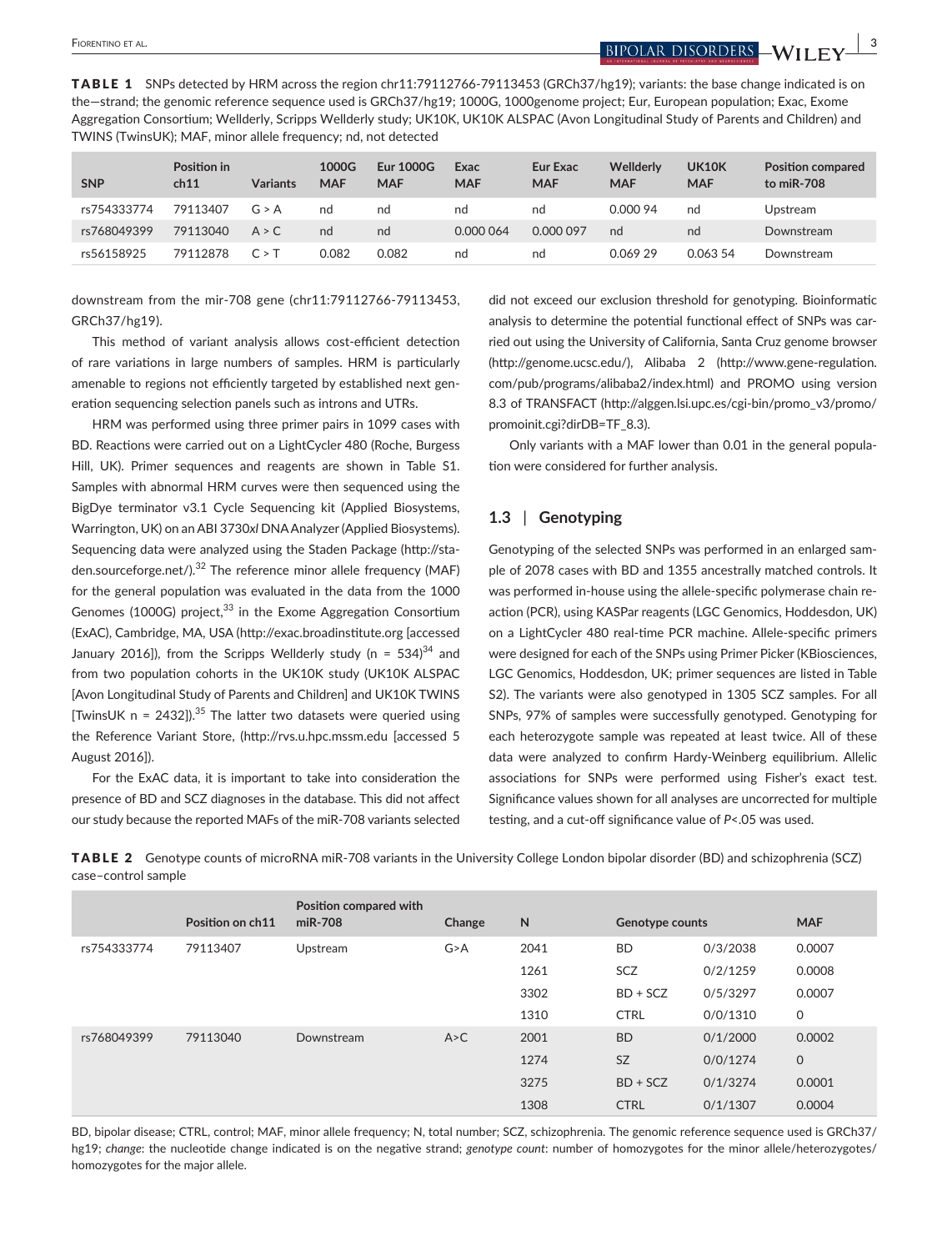**TABLE 1** SNPs detected by HRM across the region chr11:79112766-79113453 (GRCh37/hg19); variants: the base change indicated is on the—strand; the genomic reference sequence used is GRCh37/hg19; 1000G, 1000genome project; Eur, European population; Exac, Exome Aggregation Consortium; Wellderly, Scripps Wellderly study; UK10K, UK10K ALSPAC (Avon Longitudinal Study of Parents and Children) and TWINS (TwinsUK); MAF, minor allele frequency; nd, not detected

| SNP | Position in ch11 | Variants | 1000G MAF | Eur 1000G MAF | Exac MAF | Eur Exac MAF | Wellderly MAF | UK10K MAF | Position compared to miR-708 |
|---|---|---|---|---|---|---|---|---|---|
| rs754333774 | 79113407 | G > A | nd | nd | nd | nd | 0.000 94 | nd | Upstream |
| rs768049399 | 79113040 | A > C | nd | nd | 0.000 064 | 0.000 097 | nd | nd | Downstream |
| rs56158925 | 79112878 | C > T | 0.082 | 0.082 | nd | nd | 0.069 29 | 0.063 54 | Downstream |

downstream from the mir-708 gene (chr11:79112766-79113453, GRCh37/hg19).

This method of variant analysis allows cost-efficient detection of rare variations in large numbers of samples. HRM is particularly amenable to regions not efficiently targeted by established next generation sequencing selection panels such as introns and UTRs.

HRM was performed using three primer pairs in 1099 cases with BD. Reactions were carried out on a LightCycler 480 (Roche, Burgess Hill, UK). Primer sequences and reagents are shown in Table S1. Samples with abnormal HRM curves were then sequenced using the BigDye terminator v3.1 Cycle Sequencing kit (Applied Biosystems, Warrington, UK) on an ABI 3730*xl* DNA Analyzer (Applied Biosystems). Sequencing data were analyzed using the Staden Package (http://staden.sourceforge.net/).[32] The reference minor allele frequency (MAF) for the general population was evaluated in the data from the 1000 Genomes (1000G) project,[33] in the Exome Aggregation Consortium (ExAC), Cambridge, MA, USA (http://exac.broadinstitute.org [accessed January 2016]), from the Scripps Wellderly study (n = 534)[34] and from two population cohorts in the UK10K study (UK10K ALSPAC [Avon Longitudinal Study of Parents and Children] and UK10K TWINS [TwinsUK n = 2432]).[35] The latter two datasets were queried using the Reference Variant Store, (http://rvs.u.hpc.mssm.edu [accessed 5 August 2016]).

For the ExAC data, it is important to take into consideration the presence of BD and SCZ diagnoses in the database. This did not affect our study because the reported MAFs of the miR-708 variants selected did not exceed our exclusion threshold for genotyping. Bioinformatic analysis to determine the potential functional effect of SNPs was carried out using the University of California, Santa Cruz genome browser (http://genome.ucsc.edu/), Alibaba 2 (http://www.gene-regulation.com/pub/programs/alibaba2/index.html) and PROMO using version 8.3 of TRANSFACT (http://alggen.lsi.upc.es/cgi-bin/promo_v3/promo/promoinit.cgi?dirDB=TF_8.3).

Only variants with a MAF lower than 0.01 in the general population were considered for further analysis.

### 1.3 | Genotyping

Genotyping of the selected SNPs was performed in an enlarged sample of 2078 cases with BD and 1355 ancestrally matched controls. It was performed in-house using the allele-specific polymerase chain reaction (PCR), using KASPar reagents (LGC Genomics, Hoddesdon, UK) on a LightCycler 480 real-time PCR machine. Allele-specific primers were designed for each of the SNPs using Primer Picker (KBiosciences, LGC Genomics, Hoddesdon, UK; primer sequences are listed in Table S2). The variants were also genotyped in 1305 SCZ samples. For all SNPs, 97% of samples were successfully genotyped. Genotyping for each heterozygote sample was repeated at least twice. All of these data were analyzed to confirm Hardy-Weinberg equilibrium. Allelic associations for SNPs were performed using Fisher's exact test. Significance values shown for all analyses are uncorrected for multiple testing, and a cut-off significance value of $P<.05$ was used.

**TABLE 2** Genotype counts of microRNA miR-708 variants in the University College London bipolar disorder (BD) and schizophrenia (SCZ) case–control sample

| | Position on ch11 | Position compared with miR-708 | Change | N | Genotype counts | | MAF |
|---|---|---|---|---|---|---|---|
| rs754333774 | 79113407 | Upstream | G>A | 2041 | BD | 0/3/2038 | 0.0007 |
| | | | | 1261 | SCZ | 0/2/1259 | 0.0008 |
| | | | | 3302 | BD + SCZ | 0/5/3297 | 0.0007 |
| | | | | 1310 | CTRL | 0/0/1310 | 0 |
| rs768049399 | 79113040 | Downstream | A>C | 2001 | BD | 0/1/2000 | 0.0002 |
| | | | | 1274 | SZ | 0/0/1274 | 0 |
| | | | | 3275 | BD + SCZ | 0/1/3274 | 0.0001 |
| | | | | 1308 | CTRL | 0/1/1307 | 0.0004 |

BD, bipolar disease; CTRL, control; MAF, minor allele frequency; N, total number; SCZ, schizophrenia. The genomic reference sequence used is GRCh37/hg19; *change*: the nucleotide change indicated is on the negative strand; *genotype count*: number of homozygotes for the minor allele/heterozygotes/homozygotes for the major allele.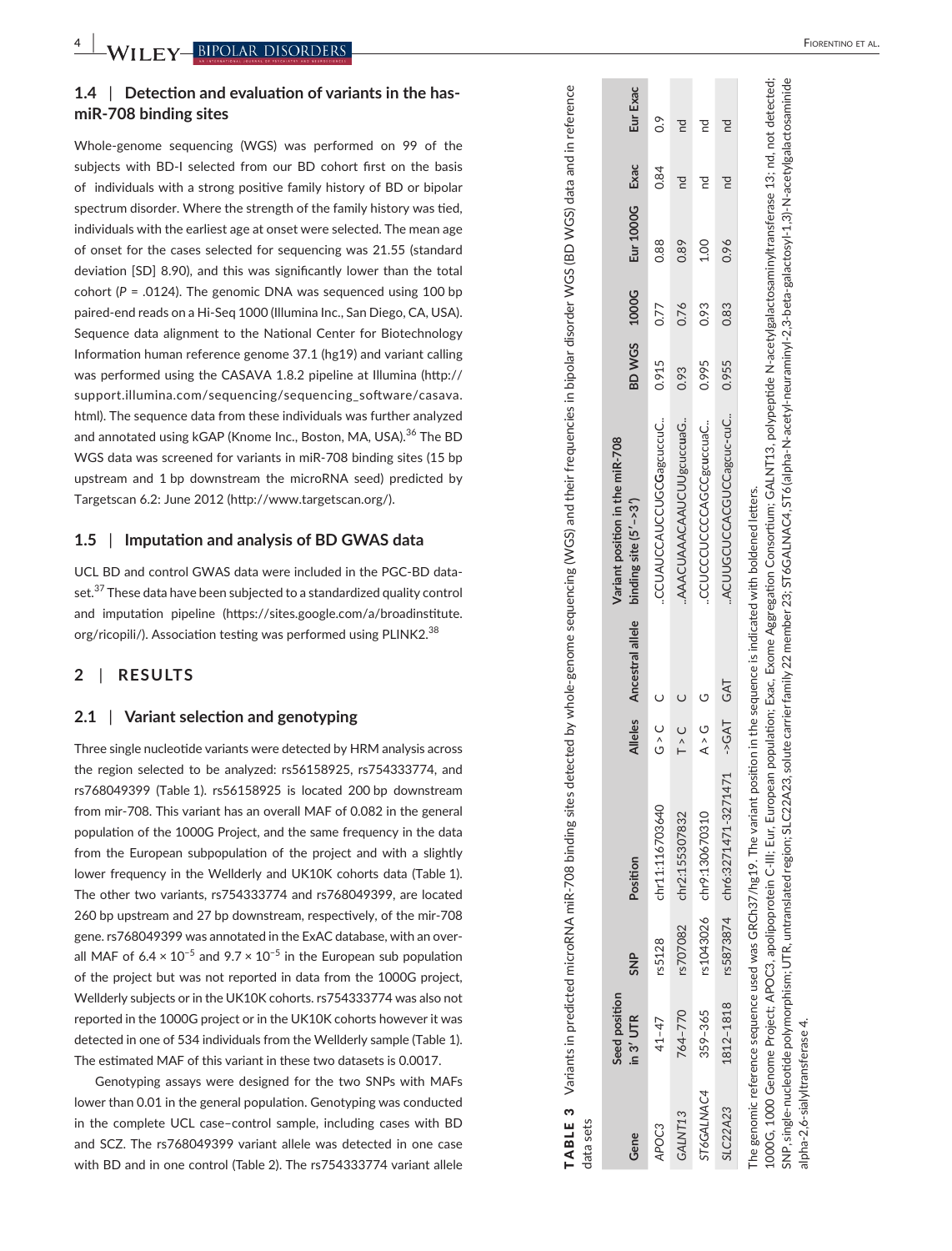## 1.4 | Detection and evaluation of variants in the has-miR-708 binding sites

Whole-genome sequencing (WGS) was performed on 99 of the subjects with BD-I selected from our BD cohort first on the basis of individuals with a strong positive family history of BD or bipolar spectrum disorder. Where the strength of the family history was tied, individuals with the earliest age at onset were selected. The mean age of onset for the cases selected for sequencing was 21.55 (standard deviation [SD] 8.90), and this was significantly lower than the total cohort ($P = .0124$). The genomic DNA was sequenced using 100 bp paired-end reads on a Hi-Seq 1000 (Illumina Inc., San Diego, CA, USA). Sequence data alignment to the National Center for Biotechnology Information human reference genome 37.1 (hg19) and variant calling was performed using the CASAVA 1.8.2 pipeline at Illumina (http://support.illumina.com/sequencing/sequencing_software/casava.html). The sequence data from these individuals was further analyzed and annotated using kGAP (Knome Inc., Boston, MA, USA).[36] The BD WGS data was screened for variants in miR-708 binding sites (15 bp upstream and 1 bp downstream the microRNA seed) predicted by Targetscan 6.2: June 2012 (http://www.targetscan.org/).

## 1.5 | Imputation and analysis of BD GWAS data

UCL BD and control GWAS data were included in the PGC-BD dataset.[37] These data have been subjected to a standardized quality control and imputation pipeline (https://sites.google.com/a/broadinstitute.org/ricopili/). Association testing was performed using PLINK2.[38]

# 2 | RESULTS

## 2.1 | Variant selection and genotyping

Three single nucleotide variants were detected by HRM analysis across the region selected to be analyzed: rs56158925, rs754333774, and rs768049399 (Table 1). rs56158925 is located 200 bp downstream from mir-708. This variant has an overall MAF of 0.082 in the general population of the 1000G Project, and the same frequency in the data from the European subpopulation of the project and with a slightly lower frequency in the Wellderly and UK10K cohorts data (Table 1). The other two variants, rs754333774 and rs768049399, are located 260 bp upstream and 27 bp downstream, respectively, of the mir-708 gene. rs768049399 was annotated in the ExAC database, with an overall MAF of $6.4 \times 10^{-5}$ and $9.7 \times 10^{-5}$ in the European sub population of the project but was not reported in data from the 1000G project, Wellderly subjects or in the UK10K cohorts. rs754333774 was also not reported in the 1000G project or in the UK10K cohorts however it was detected in one of 534 individuals from the Wellderly sample (Table 1). The estimated MAF of this variant in these two datasets is 0.0017.

Genotyping assays were designed for the two SNPs with MAFs lower than 0.01 in the general population. Genotyping was conducted in the complete UCL case–control sample, including cases with BD and SCZ. The rs768049399 variant allele was detected in one case with BD and in one control (Table 2). The rs754333774 variant allele

**TABLE 3** Variants in predicted microRNA miR-708 binding sites detected by whole-genome sequencing (WGS) and their frequencies in bipolar disorder WGS (BD WGS) data and in reference data sets

| Gene | Seed position in 3′ UTR | SNP | Position | Alleles | Ancestral allele | Variant position in the miR-708 binding site (5′->3′) | BD WGS | 1000G | Eur 1000G | Exac | Eur Exac |
|---|---|---|---|---|---|---|---|---|---|---|---|
| *APOC3* | 41–47 | rs5128 | chr11:116703640 | G > C | C | ..CCUAUCCAUCCUGC**G**agcuccuC.. | 0.915 | 0.77 | 0.88 | 0.84 | 0.9 |
| *GALNT13* | 764–770 | rs707082 | chr2:155307832 | T > C | C | ..AAACUAAACAAUCUU**g**cuccuaG.. | 0.93 | 0.76 | 0.89 | nd | nd |
| *ST6GALNAC4* | 359–365 | rs1043026 | chr9:130670310 | A > G | G | ..CCUCCCUCCCCAGCC**g**cuccuaC.. | 0.995 | 0.93 | 1.00 | nd | nd |
| *SLC22A23* | 1812–1818 | rs5873874 | chr6:3271471-3271471 | ->GAT | GAT | ..ACUUGCUCCACGUCCagcuc-cuC.. | 0.955 | 0.83 | 0.96 | nd | nd |

The genomic reference sequence used was GRCh37/hg19. The variant position in the sequence is indicated with boldened letters.
1000G, 1000 Genome Project; APOC3, apolipoprotein C-III; Eur, European population; Exac, Exome Aggregation Consortium; GALNT13, polypeptide N-acetylgalactosaminyltransferase 13; nd, not detected; SNP, single-nucleotide polymorphism; UTR, untranslated region; SLC22A23, solute carrier family 22 member 23; ST6GALNAC4, ST6(alpha-N-acetyl-neuraminyl-2,3-beta-galactosyl-1,3)-N-acetylgalactosaminide alpha-2,6-sialyltransferase 4.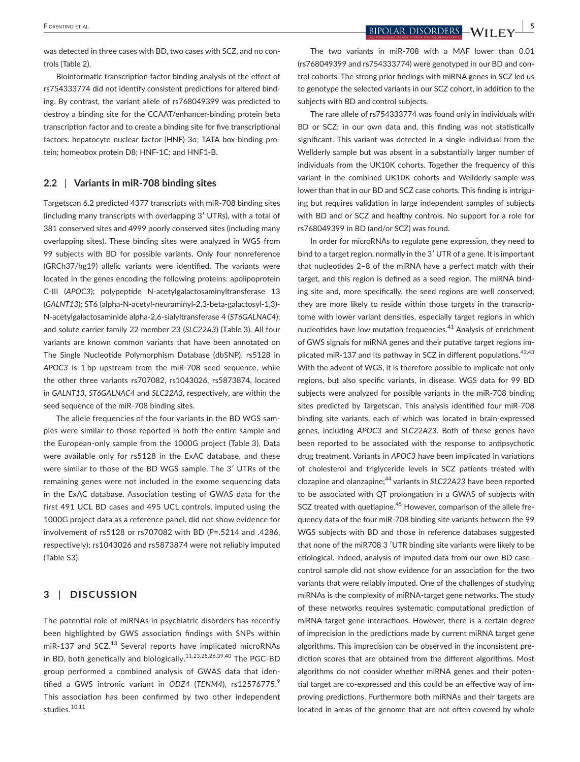was detected in three cases with BD, two cases with SCZ, and no controls (Table 2).

Bioinformatic transcription factor binding analysis of the effect of rs754333774 did not identify consistent predictions for altered binding. By contrast, the variant allele of rs768049399 was predicted to destroy a binding site for the CCAAT/enhancer-binding protein beta transcription factor and to create a binding site for five transcriptional factors: hepatocyte nuclear factor (HNF)-3α; TATA box-binding protein; homeobox protein D8; HNF-1C; and HNF1-B.

## 2.2 | Variants in miR-708 binding sites

Targetscan 6.2 predicted 4377 transcripts with miR-708 binding sites (including many transcripts with overlapping 3′ UTRs), with a total of 381 conserved sites and 4999 poorly conserved sites (including many overlapping sites). These binding sites were analyzed in WGS from 99 subjects with BD for possible variants. Only four nonreference (GRCh37/hg19) allelic variants were identified. The variants were located in the genes encoding the following proteins: apolipoprotein C-III (*APOC3*); polypeptide N-acetylgalactosaminyltransferase 13 (*GALNT13*); ST6 (alpha-N-acetyl-neuraminyl-2,3-beta-galactosyl-1,3)-N-acetylgalactosaminide alpha-2,6-sialyltransferase 4 (*ST6GALNAC4*); and solute carrier family 22 member 23 (*SLC22A3*) (Table 3). All four variants are known common variants that have been annotated on The Single Nucleotide Polymorphism Database (dbSNP). rs5128 in *APOC3* is 1 bp upstream from the miR-708 seed sequence, while the other three variants rs707082, rs1043026, rs5873874, located in *GALNT13*, *ST6GALNAC4* and *SLC22A3*, respectively, are within the seed sequence of the miR-708 binding sites.

The allele frequencies of the four variants in the BD WGS samples were similar to those reported in both the entire sample and the European-only sample from the 1000G project (Table 3). Data were available only for rs5128 in the ExAC database, and these were similar to those of the BD WGS sample. The 3′ UTRs of the remaining genes were not included in the exome sequencing data in the ExAC database. Association testing of GWAS data for the first 491 UCL BD cases and 495 UCL controls, imputed using the 1000G project data as a reference panel, did not show evidence for involvement of rs5128 or rs707082 with BD ($P$=.5214 and .4286, respectively); rs1043026 and rs5873874 were not reliably imputed (Table S3).

# 3 | DISCUSSION

The potential role of miRNAs in psychiatric disorders has recently been highlighted by GWS association findings with SNPs within miR-137 and SCZ.[13] Several reports have implicated microRNAs in BD, both genetically and biologically.[11,23,25,26,39,40] The PGC-BD group performed a combined analysis of GWAS data that identified a GWS intronic variant in *ODZ4* (*TENM4*), rs12576775.[9] This association has been confirmed by two other independent studies.[10,11]

The two variants in miR-708 with a MAF lower than 0.01 (rs768049399 and rs754333774) were genotyped in our BD and control cohorts. The strong prior findings with miRNA genes in SCZ led us to genotype the selected variants in our SCZ cohort, in addition to the subjects with BD and control subjects.

The rare allele of rs754333774 was found only in individuals with BD or SCZ; in our own data and, this finding was not statistically significant. This variant was detected in a single individual from the Wellderly sample but was absent in a substantially larger number of individuals from the UK10K cohorts. Together the frequency of this variant in the combined UK10K cohorts and Wellderly sample was lower than that in our BD and SCZ case cohorts. This finding is intriguing but requires validation in large independent samples of subjects with BD and or SCZ and healthy controls. No support for a role for rs768049399 in BD (and/or SCZ) was found.

In order for microRNAs to regulate gene expression, they need to bind to a target region, normally in the 3′ UTR of a gene. It is important that nucleotides 2–8 of the miRNA have a perfect match with their target, and this region is defined as a seed region. The miRNA binding site and, more specifically, the seed regions are well conserved; they are more likely to reside within those targets in the transcriptome with lower variant densities, especially target regions in which nucleotides have low mutation frequencies.[41] Analysis of enrichment of GWS signals for miRNA genes and their putative target regions implicated miR-137 and its pathway in SCZ in different populations.[42,43] With the advent of WGS, it is therefore possible to implicate not only regions, but also specific variants, in disease. WGS data for 99 BD subjects were analyzed for possible variants in the miR-708 binding sites predicted by Targetscan. This analysis identified four miR-708 binding site variants, each of which was located in brain-expressed genes, including *APOC3* and *SLC22A23*. Both of these genes have been reported to be associated with the response to antipsychotic drug treatment. Variants in *APOC3* have been implicated in variations of cholesterol and triglyceride levels in SCZ patients treated with clozapine and olanzapine;[44] variants in *SLC22A23* have been reported to be associated with QT prolongation in a GWAS of subjects with SCZ treated with quetiapine.[45] However, comparison of the allele frequency data of the four miR-708 binding site variants between the 99 WGS subjects with BD and those in reference databases suggested that none of the miR708 3 ′UTR binding site variants were likely to be etiological. Indeed, analysis of imputed data from our own BD case–control sample did not show evidence for an association for the two variants that were reliably imputed. One of the challenges of studying miRNAs is the complexity of miRNA-target gene networks. The study of these networks requires systematic computational prediction of miRNA-target gene interactions. However, there is a certain degree of imprecision in the predictions made by current miRNA target gene algorithms. This imprecision can be observed in the inconsistent prediction scores that are obtained from the different algorithms. Most algorithms do not consider whether miRNA genes and their potential target are co-expressed and this could be an effective way of improving predictions. Furthermore both miRNAs and their targets are located in areas of the genome that are not often covered by whole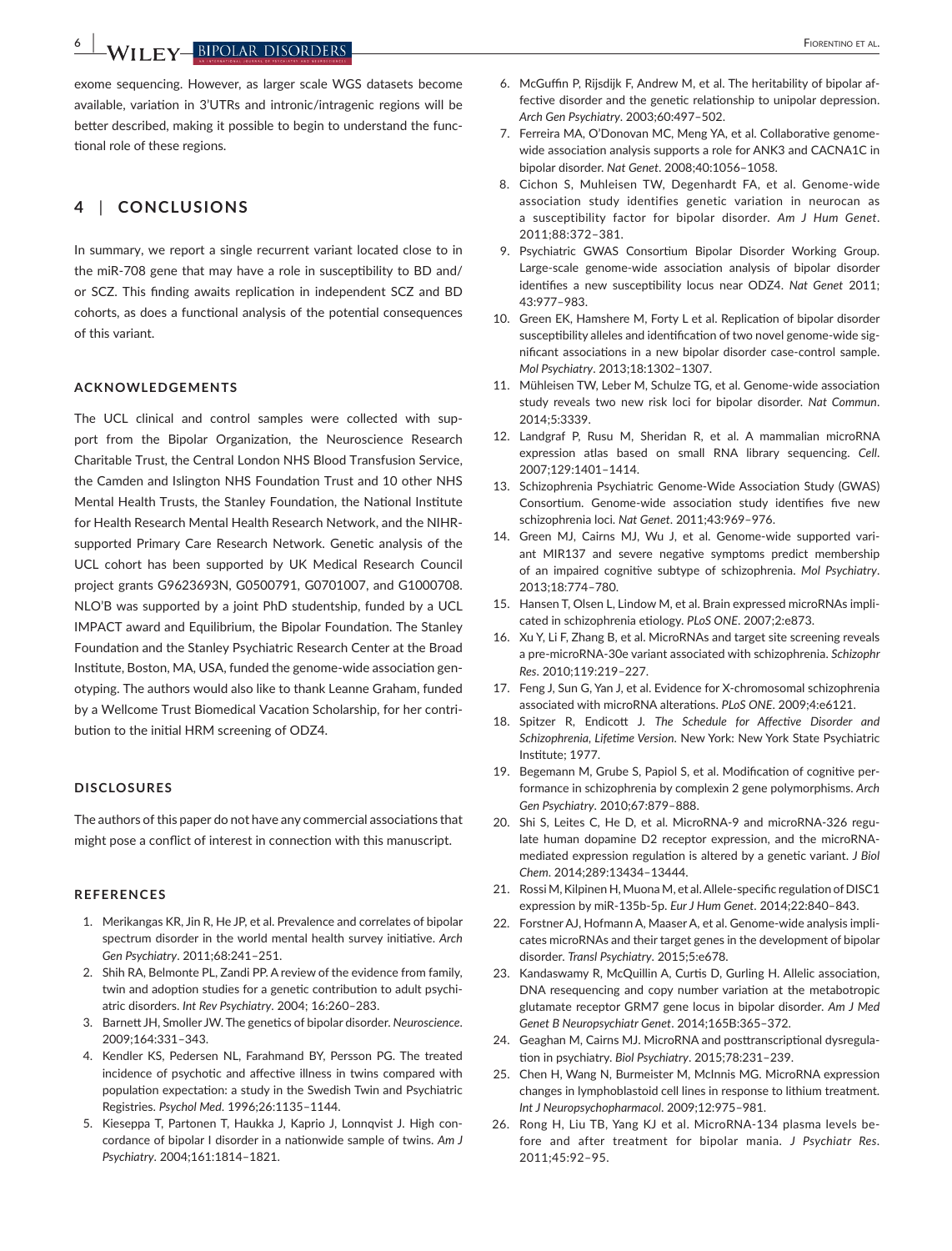exome sequencing. However, as larger scale WGS datasets become available, variation in 3′UTRs and intronic/intragenic regions will be better described, making it possible to begin to understand the functional role of these regions.

## 4 | CONCLUSIONS

In summary, we report a single recurrent variant located close to in the miR-708 gene that may have a role in susceptibility to BD and/or SCZ. This finding awaits replication in independent SCZ and BD cohorts, as does a functional analysis of the potential consequences of this variant.

### ACKNOWLEDGEMENTS

The UCL clinical and control samples were collected with support from the Bipolar Organization, the Neuroscience Research Charitable Trust, the Central London NHS Blood Transfusion Service, the Camden and Islington NHS Foundation Trust and 10 other NHS Mental Health Trusts, the Stanley Foundation, the National Institute for Health Research Mental Health Research Network, and the NIHR-supported Primary Care Research Network. Genetic analysis of the UCL cohort has been supported by UK Medical Research Council project grants G9623693N, G0500791, G0701007, and G1000708. NLO'B was supported by a joint PhD studentship, funded by a UCL IMPACT award and Equilibrium, the Bipolar Foundation. The Stanley Foundation and the Stanley Psychiatric Research Center at the Broad Institute, Boston, MA, USA, funded the genome-wide association genotyping. The authors would also like to thank Leanne Graham, funded by a Wellcome Trust Biomedical Vacation Scholarship, for her contribution to the initial HRM screening of ODZ4.

### DISCLOSURES

The authors of this paper do not have any commercial associations that might pose a conflict of interest in connection with this manuscript.

### REFERENCES

1. Merikangas KR, Jin R, He JP, et al. Prevalence and correlates of bipolar spectrum disorder in the world mental health survey initiative. *Arch Gen Psychiatry*. 2011;68:241–251.
2. Shih RA, Belmonte PL, Zandi PP. A review of the evidence from family, twin and adoption studies for a genetic contribution to adult psychiatric disorders. *Int Rev Psychiatry*. 2004; 16:260–283.
3. Barnett JH, Smoller JW. The genetics of bipolar disorder. *Neuroscience*. 2009;164:331–343.
4. Kendler KS, Pedersen NL, Farahmand BY, Persson PG. The treated incidence of psychotic and affective illness in twins compared with population expectation: a study in the Swedish Twin and Psychiatric Registries. *Psychol Med*. 1996;26:1135–1144.
5. Kieseppa T, Partonen T, Haukka J, Kaprio J, Lonnqvist J. High concordance of bipolar I disorder in a nationwide sample of twins. *Am J Psychiatry*. 2004;161:1814–1821.
6. McGuffin P, Rijsdijk F, Andrew M, et al. The heritability of bipolar affective disorder and the genetic relationship to unipolar depression. *Arch Gen Psychiatry*. 2003;60:497–502.
7. Ferreira MA, O'Donovan MC, Meng YA, et al. Collaborative genome-wide association analysis supports a role for ANK3 and CACNA1C in bipolar disorder. *Nat Genet*. 2008;40:1056–1058.
8. Cichon S, Muhleisen TW, Degenhardt FA, et al. Genome-wide association study identifies genetic variation in neurocan as a susceptibility factor for bipolar disorder. *Am J Hum Genet*. 2011;88:372–381.
9. Psychiatric GWAS Consortium Bipolar Disorder Working Group. Large-scale genome-wide association analysis of bipolar disorder identifies a new susceptibility locus near ODZ4. *Nat Genet* 2011; 43:977–983.
10. Green EK, Hamshere M, Forty L et al. Replication of bipolar disorder susceptibility alleles and identification of two novel genome-wide significant associations in a new bipolar disorder case-control sample. *Mol Psychiatry*. 2013;18:1302–1307.
11. Mühleisen TW, Leber M, Schulze TG, et al. Genome-wide association study reveals two new risk loci for bipolar disorder. *Nat Commun*. 2014;5:3339.
12. Landgraf P, Rusu M, Sheridan R, et al. A mammalian microRNA expression atlas based on small RNA library sequencing. *Cell*. 2007;129:1401–1414.
13. Schizophrenia Psychiatric Genome-Wide Association Study (GWAS) Consortium. Genome-wide association study identifies five new schizophrenia loci. *Nat Genet*. 2011;43:969–976.
14. Green MJ, Cairns MJ, Wu J, et al. Genome-wide supported variant MIR137 and severe negative symptoms predict membership of an impaired cognitive subtype of schizophrenia. *Mol Psychiatry*. 2013;18:774–780.
15. Hansen T, Olsen L, Lindow M, et al. Brain expressed microRNAs implicated in schizophrenia etiology. *PLoS ONE*. 2007;2:e873.
16. Xu Y, Li F, Zhang B, et al. MicroRNAs and target site screening reveals a pre-microRNA-30e variant associated with schizophrenia. *Schizophr Res*. 2010;119:219–227.
17. Feng J, Sun G, Yan J, et al. Evidence for X-chromosomal schizophrenia associated with microRNA alterations. *PLoS ONE*. 2009;4:e6121.
18. Spitzer R, Endicott J. *The Schedule for Affective Disorder and Schizophrenia, Lifetime Version*. New York: New York State Psychiatric Institute; 1977.
19. Begemann M, Grube S, Papiol S, et al. Modification of cognitive performance in schizophrenia by complexin 2 gene polymorphisms. *Arch Gen Psychiatry*. 2010;67:879–888.
20. Shi S, Leites C, He D, et al. MicroRNA-9 and microRNA-326 regulate human dopamine D2 receptor expression, and the microRNA-mediated expression regulation is altered by a genetic variant. *J Biol Chem*. 2014;289:13434–13444.
21. Rossi M, Kilpinen H, Muona M, et al. Allele-specific regulation of DISC1 expression by miR-135b-5p. *Eur J Hum Genet*. 2014;22:840–843.
22. Forstner AJ, Hofmann A, Maaser A, et al. Genome-wide analysis implicates microRNAs and their target genes in the development of bipolar disorder. *Transl Psychiatry*. 2015;5:e678.
23. Kandaswamy R, McQuillin A, Curtis D, Gurling H. Allelic association, DNA resequencing and copy number variation at the metabotropic glutamate receptor GRM7 gene locus in bipolar disorder. *Am J Med Genet B Neuropsychiatr Genet*. 2014;165B:365–372.
24. Geaghan M, Cairns MJ. MicroRNA and posttranscriptional dysregulation in psychiatry. *Biol Psychiatry*. 2015;78:231–239.
25. Chen H, Wang N, Burmeister M, McInnis MG. MicroRNA expression changes in lymphoblastoid cell lines in response to lithium treatment. *Int J Neuropsychopharmacol*. 2009;12:975–981.
26. Rong H, Liu TB, Yang KJ et al. MicroRNA-134 plasma levels before and after treatment for bipolar mania. *J Psychiatr Res*. 2011;45:92–95.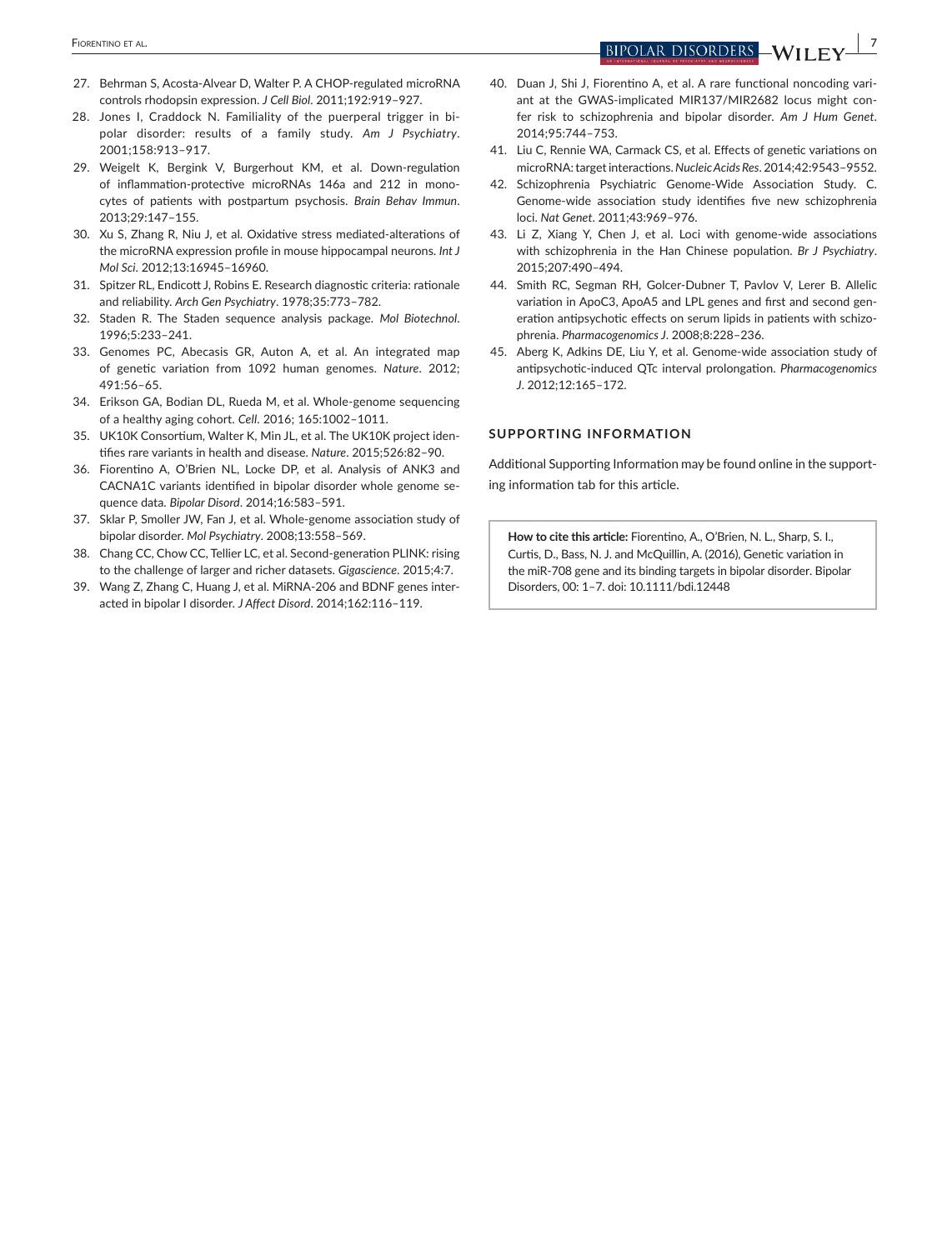27. Behrman S, Acosta-Alvear D, Walter P. A CHOP-regulated microRNA controls rhodopsin expression. *J Cell Biol*. 2011;192:919–927.
28. Jones I, Craddock N. Familiality of the puerperal trigger in bipolar disorder: results of a family study. *Am J Psychiatry*. 2001;158:913–917.
29. Weigelt K, Bergink V, Burgerhout KM, et al. Down-regulation of inflammation-protective microRNAs 146a and 212 in monocytes of patients with postpartum psychosis. *Brain Behav Immun*. 2013;29:147–155.
30. Xu S, Zhang R, Niu J, et al. Oxidative stress mediated-alterations of the microRNA expression profile in mouse hippocampal neurons. *Int J Mol Sci*. 2012;13:16945–16960.
31. Spitzer RL, Endicott J, Robins E. Research diagnostic criteria: rationale and reliability. *Arch Gen Psychiatry*. 1978;35:773–782.
32. Staden R. The Staden sequence analysis package. *Mol Biotechnol*. 1996;5:233–241.
33. Genomes PC, Abecasis GR, Auton A, et al. An integrated map of genetic variation from 1092 human genomes. *Nature*. 2012; 491:56–65.
34. Erikson GA, Bodian DL, Rueda M, et al. Whole-genome sequencing of a healthy aging cohort. *Cell*. 2016; 165:1002–1011.
35. UK10K Consortium, Walter K, Min JL, et al. The UK10K project identifies rare variants in health and disease. *Nature*. 2015;526:82–90.
36. Fiorentino A, O'Brien NL, Locke DP, et al. Analysis of ANK3 and CACNA1C variants identified in bipolar disorder whole genome sequence data. *Bipolar Disord*. 2014;16:583–591.
37. Sklar P, Smoller JW, Fan J, et al. Whole-genome association study of bipolar disorder. *Mol Psychiatry*. 2008;13:558–569.
38. Chang CC, Chow CC, Tellier LC, et al. Second-generation PLINK: rising to the challenge of larger and richer datasets. *Gigascience*. 2015;4:7.
39. Wang Z, Zhang C, Huang J, et al. MiRNA-206 and BDNF genes interacted in bipolar I disorder. *J Affect Disord*. 2014;162:116–119.
40. Duan J, Shi J, Fiorentino A, et al. A rare functional noncoding variant at the GWAS-implicated MIR137/MIR2682 locus might confer risk to schizophrenia and bipolar disorder. *Am J Hum Genet*. 2014;95:744–753.
41. Liu C, Rennie WA, Carmack CS, et al. Effects of genetic variations on microRNA: target interactions. *Nucleic Acids Res*. 2014;42:9543–9552.
42. Schizophrenia Psychiatric Genome-Wide Association Study. C. Genome-wide association study identifies five new schizophrenia loci. *Nat Genet*. 2011;43:969–976.
43. Li Z, Xiang Y, Chen J, et al. Loci with genome-wide associations with schizophrenia in the Han Chinese population. *Br J Psychiatry*. 2015;207:490–494.
44. Smith RC, Segman RH, Golcer-Dubner T, Pavlov V, Lerer B. Allelic variation in ApoC3, ApoA5 and LPL genes and first and second generation antipsychotic effects on serum lipids in patients with schizophrenia. *Pharmacogenomics J*. 2008;8:228–236.
45. Aberg K, Adkins DE, Liu Y, et al. Genome-wide association study of antipsychotic-induced QTc interval prolongation. *Pharmacogenomics J*. 2012;12:165–172.

## SUPPORTING INFORMATION

Additional Supporting Information may be found online in the supporting information tab for this article.

**How to cite this article:** Fiorentino, A., O'Brien, N. L., Sharp, S. I., Curtis, D., Bass, N. J. and McQuillin, A. (2016), Genetic variation in the miR-708 gene and its binding targets in bipolar disorder. Bipolar Disorders, 00: 1–7. doi: 10.1111/bdi.12448